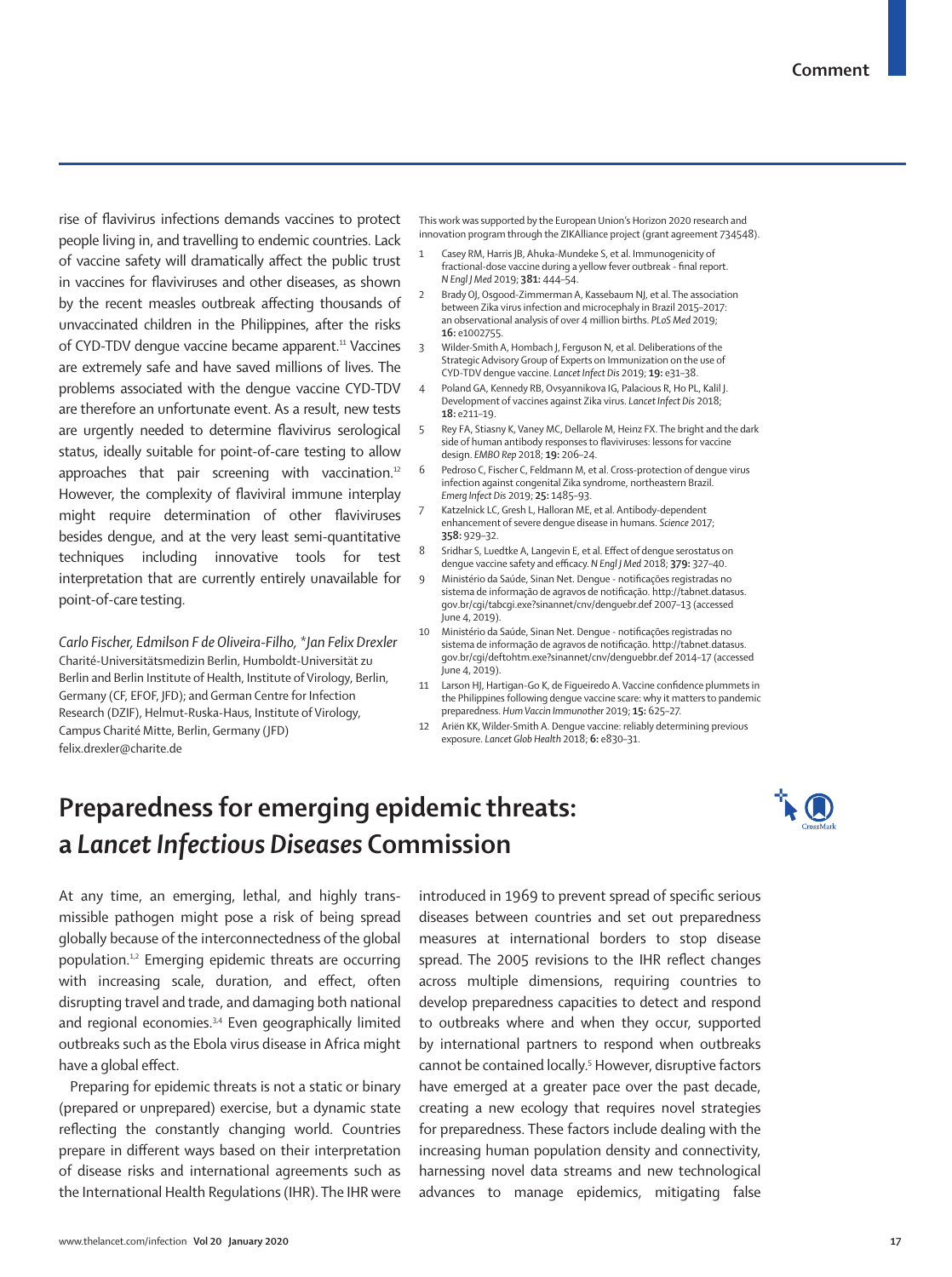rise of flavivirus infections demands vaccines to protect people living in, and travelling to endemic countries. Lack of vaccine safety will dramatically affect the public trust in vaccines for flaviviruses and other diseases, as shown by the recent measles outbreak affecting thousands of unvaccinated children in the Philippines, after the risks of CYD-TDV dengue vaccine became apparent.[11] Vaccines are extremely safe and have saved millions of lives. The problems associated with the dengue vaccine CYD-TDV are therefore an unfortunate event. As a result, new tests are urgently needed to determine flavivirus serological status, ideally suitable for point-of-care testing to allow approaches that pair screening with vaccination.[12] However, the complexity of flaviviral immune interplay might require determination of other flaviviruses besides dengue, and at the very least semi-quantitative techniques including innovative tools for test interpretation that are currently entirely unavailable for point-of-care testing.

*Carlo Fischer, Edmilson F de Oliveira-Filho, \*Jan Felix Drexler*
Charité-Universitätsmedizin Berlin, Humboldt-Universität zu Berlin and Berlin Institute of Health, Institute of Virology, Berlin, Germany (CF, EFOF, JFD); and German Centre for Infection Research (DZIF), Helmut-Ruska-Haus, Institute of Virology, Campus Charité Mitte, Berlin, Germany (JFD)
felix.drexler@charite.de

This work was supported by the European Union's Horizon 2020 research and innovation program through the ZIKAlliance project (grant agreement 734548).

1. Casey RM, Harris JB, Ahuka-Mundeke S, et al. Immunogenicity of fractional-dose vaccine during a yellow fever outbreak - final report. *N Engl J Med* 2019; **381:** 444–54.
2. Brady OJ, Osgood-Zimmerman A, Kassebaum NJ, et al. The association between Zika virus infection and microcephaly in Brazil 2015–2017: an observational analysis of over 4 million births. *PLoS Med* 2019; **16:** e1002755.
3. Wilder-Smith A, Hombach J, Ferguson N, et al. Deliberations of the Strategic Advisory Group of Experts on Immunization on the use of CYD-TDV dengue vaccine. *Lancet Infect Dis* 2019; **19:** e31–38.
4. Poland GA, Kennedy RB, Ovsyannikova IG, Palacious R, Ho PL, Kalil J. Development of vaccines against Zika virus. *Lancet Infect Dis* 2018; **18:** e211–19.
5. Rey FA, Stiasny K, Vaney MC, Dellarole M, Heinz FX. The bright and the dark side of human antibody responses to flaviviruses: lessons for vaccine design. *EMBO Rep* 2018; **19:** 206–24.
6. Pedroso C, Fischer C, Feldmann M, et al. Cross-protection of dengue virus infection against congenital Zika syndrome, northeastern Brazil. *Emerg Infect Dis* 2019; **25:** 1485–93.
7. Katzelnick LC, Gresh L, Halloran ME, et al. Antibody-dependent enhancement of severe dengue disease in humans. *Science* 2017; **358:** 929–32.
8. Sridhar S, Luedtke A, Langevin E, et al. Effect of dengue serostatus on dengue vaccine safety and efficacy. *N Engl J Med* 2018; **379:** 327–40.
9. Ministério da Saúde, Sinan Net. Dengue - notificações registradas no sistema de informação de agravos de notificação. http://tabnet.datasus.gov.br/cgi/tabcgi.exe?sinannet/cnv/denguebr.def 2007–13 (accessed June 4, 2019).
10. Ministério da Saúde, Sinan Net. Dengue - notificações registradas no sistema de informação de agravos de notificação. http://tabnet.datasus.gov.br/cgi/deftohtm.exe?sinannet/cnv/denguebbr.def 2014–17 (accessed June 4, 2019).
11. Larson HJ, Hartigan-Go K, de Figueiredo A. Vaccine confidence plummets in the Philippines following dengue vaccine scare: why it matters to pandemic preparedness. *Hum Vaccin Immunother* 2019; **15:** 625–27.
12. Ariën KK, Wilder-Smith A. Dengue vaccine: reliably determining previous exposure. *Lancet Glob Health* 2018; **6:** e830–31.

# Preparedness for emerging epidemic threats: a *Lancet Infectious Diseases* Commission

At any time, an emerging, lethal, and highly transmissible pathogen might pose a risk of being spread globally because of the interconnectedness of the global population.[1,2] Emerging epidemic threats are occurring with increasing scale, duration, and effect, often disrupting travel and trade, and damaging both national and regional economies.[3,4] Even geographically limited outbreaks such as the Ebola virus disease in Africa might have a global effect.

Preparing for epidemic threats is not a static or binary (prepared or unprepared) exercise, but a dynamic state reflecting the constantly changing world. Countries prepare in different ways based on their interpretation of disease risks and international agreements such as the International Health Regulations (IHR). The IHR were introduced in 1969 to prevent spread of specific serious diseases between countries and set out preparedness measures at international borders to stop disease spread. The 2005 revisions to the IHR reflect changes across multiple dimensions, requiring countries to develop preparedness capacities to detect and respond to outbreaks where and when they occur, supported by international partners to respond when outbreaks cannot be contained locally.[5] However, disruptive factors have emerged at a greater pace over the past decade, creating a new ecology that requires novel strategies for preparedness. These factors include dealing with the increasing human population density and connectivity, harnessing novel data streams and new technological advances to manage epidemics, mitigating false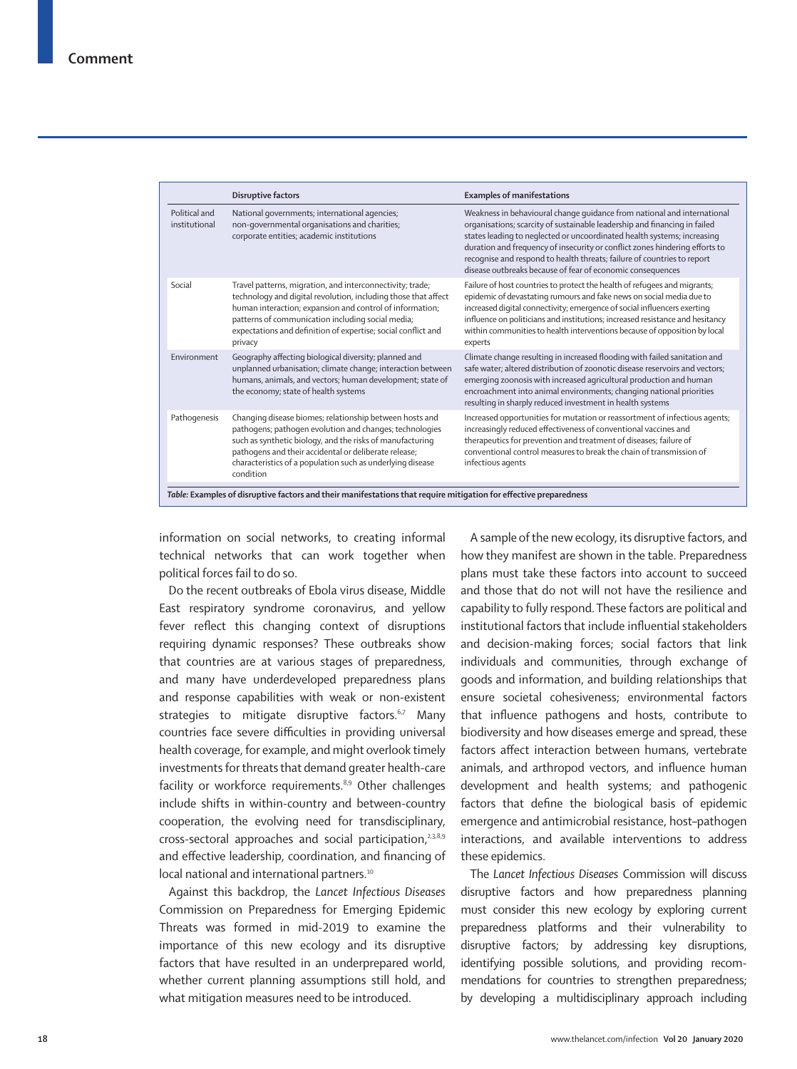| | Disruptive factors | Examples of manifestations |
|---|---|---|
| Political and institutional | National governments; international agencies; non-governmental organisations and charities; corporate entities; academic institutions | Weakness in behavioural change guidance from national and international organisations; scarcity of sustainable leadership and financing in failed states leading to neglected or uncoordinated health systems; increasing duration and frequency of insecurity or conflict zones hindering efforts to recognise and respond to health threats; failure of countries to report disease outbreaks because of fear of economic consequences |
| Social | Travel patterns, migration, and interconnectivity; trade; technology and digital revolution, including those that affect human interaction; expansion and control of information; patterns of communication including social media; expectations and definition of expertise; social conflict and privacy | Failure of host countries to protect the health of refugees and migrants; epidemic of devastating rumours and fake news on social media due to increased digital connectivity; emergence of social influencers exerting influence on politicians and institutions; increased resistance and hesitancy within communities to health interventions because of opposition by local experts |
| Environment | Geography affecting biological diversity; planned and unplanned urbanisation; climate change; interaction between humans, animals, and vectors; human development; state of the economy; state of health systems | Climate change resulting in increased flooding with failed sanitation and safe water; altered distribution of zoonotic disease reservoirs and vectors; emerging zoonosis with increased agricultural production and human encroachment into animal environments; changing national priorities resulting in sharply reduced investment in health systems |
| Pathogenesis | Changing disease biomes; relationship between hosts and pathogens; pathogen evolution and changes; technologies such as synthetic biology, and the risks of manufacturing pathogens and their accidental or deliberate release; characteristics of a population such as underlying disease condition | Increased opportunities for mutation or reassortment of infectious agents; increasingly reduced effectiveness of conventional vaccines and therapeutics for prevention and treatment of diseases; failure of conventional control measures to break the chain of transmission of infectious agents |

*Table:* **Examples of disruptive factors and their manifestations that require mitigation for effective preparedness**

information on social networks, to creating informal technical networks that can work together when political forces fail to do so.

Do the recent outbreaks of Ebola virus disease, Middle East respiratory syndrome coronavirus, and yellow fever reflect this changing context of disruptions requiring dynamic responses? These outbreaks show that countries are at various stages of preparedness, and many have underdeveloped preparedness plans and response capabilities with weak or non-existent strategies to mitigate disruptive factors.[6,7] Many countries face severe difficulties in providing universal health coverage, for example, and might overlook timely investments for threats that demand greater health-care facility or workforce requirements.[8,9] Other challenges include shifts in within-country and between-country cooperation, the evolving need for transdisciplinary, cross-sectoral approaches and social participation,[2,3,8,9] and effective leadership, coordination, and financing of local national and international partners.[10]

Against this backdrop, the *Lancet Infectious Diseases* Commission on Preparedness for Emerging Epidemic Threats was formed in mid-2019 to examine the importance of this new ecology and its disruptive factors that have resulted in an underprepared world, whether current planning assumptions still hold, and what mitigation measures need to be introduced.

A sample of the new ecology, its disruptive factors, and how they manifest are shown in the table. Preparedness plans must take these factors into account to succeed and those that do not will not have the resilience and capability to fully respond. These factors are political and institutional factors that include influential stakeholders and decision-making forces; social factors that link individuals and communities, through exchange of goods and information, and building relationships that ensure societal cohesiveness; environmental factors that influence pathogens and hosts, contribute to biodiversity and how diseases emerge and spread, these factors affect interaction between humans, vertebrate animals, and arthropod vectors, and influence human development and health systems; and pathogenic factors that define the biological basis of epidemic emergence and antimicrobial resistance, host–pathogen interactions, and available interventions to address these epidemics.

The *Lancet Infectious Diseases* Commission will discuss disruptive factors and how preparedness planning must consider this new ecology by exploring current preparedness platforms and their vulnerability to disruptive factors; by addressing key disruptions, identifying possible solutions, and providing recommendations for countries to strengthen preparedness; by developing a multidisciplinary approach including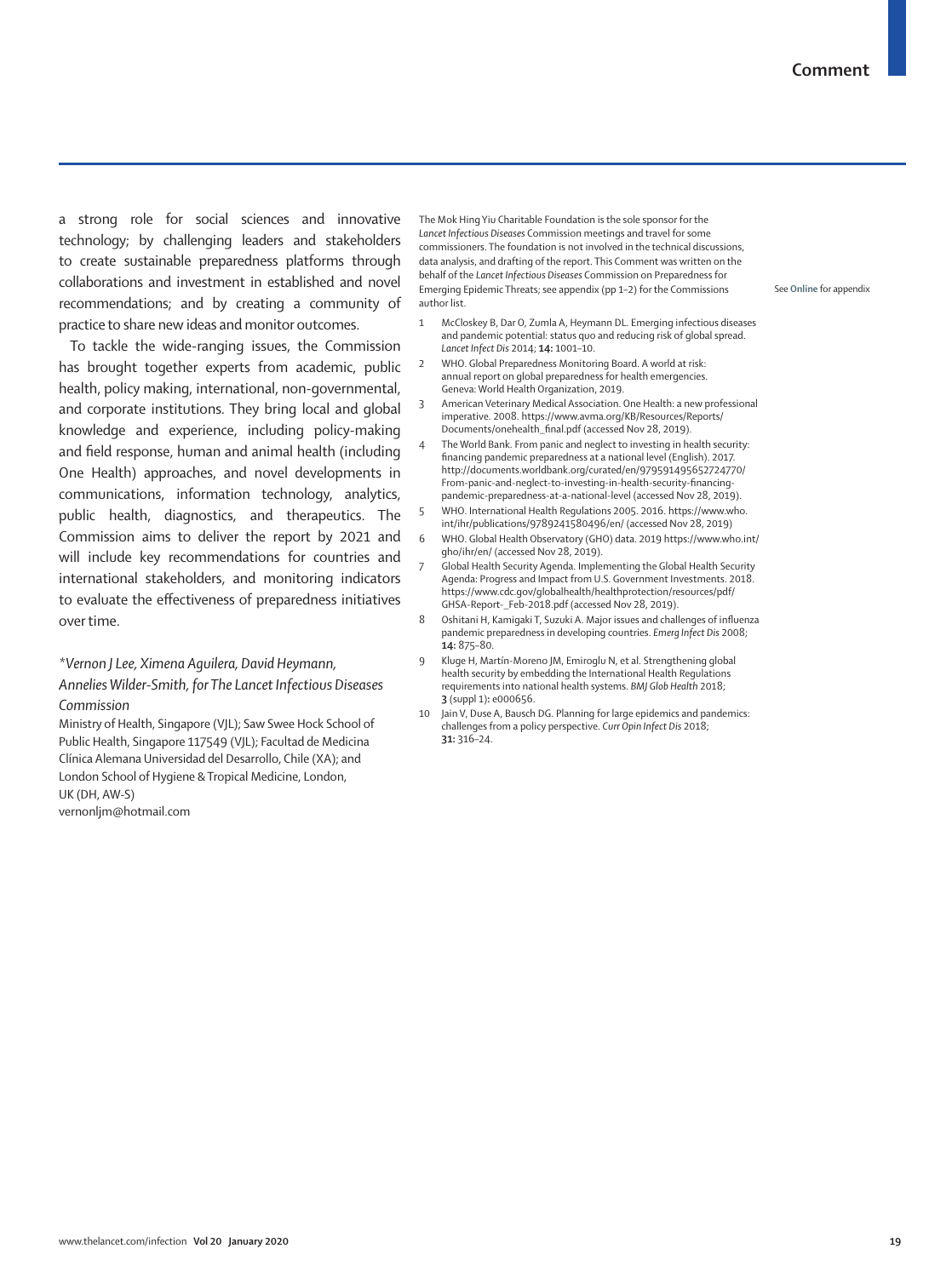a strong role for social sciences and innovative technology; by challenging leaders and stakeholders to create sustainable preparedness platforms through collaborations and investment in established and novel recommendations; and by creating a community of practice to share new ideas and monitor outcomes.

To tackle the wide-ranging issues, the Commission has brought together experts from academic, public health, policy making, international, non-governmental, and corporate institutions. They bring local and global knowledge and experience, including policy-making and field response, human and animal health (including One Health) approaches, and novel developments in communications, information technology, analytics, public health, diagnostics, and therapeutics. The Commission aims to deliver the report by 2021 and will include key recommendations for countries and international stakeholders, and monitoring indicators to evaluate the effectiveness of preparedness initiatives over time.

*\*Vernon J Lee, Ximena Aguilera, David Heymann, Annelies Wilder-Smith, for The Lancet Infectious Diseases Commission*

Ministry of Health, Singapore (VJL); Saw Swee Hock School of Public Health, Singapore 117549 (VJL); Facultad de Medicina Clínica Alemana Universidad del Desarrollo, Chile (XA); and London School of Hygiene & Tropical Medicine, London, UK (DH, AW-S)
vernonljm@hotmail.com

The Mok Hing Yiu Charitable Foundation is the sole sponsor for the *Lancet Infectious Diseases* Commission meetings and travel for some commissioners. The foundation is not involved in the technical discussions, data analysis, and drafting of the report. This Comment was written on the behalf of the *Lancet Infectious Diseases* Commission on Preparedness for Emerging Epidemic Threats; see appendix (pp 1–2) for the Commissions author list.

See **Online** for appendix

1. McCloskey B, Dar O, Zumla A, Heymann DL. Emerging infectious diseases and pandemic potential: status quo and reducing risk of global spread. *Lancet Infect Dis* 2014; **14:** 1001–10.
2. WHO. Global Preparedness Monitoring Board. A world at risk: annual report on global preparedness for health emergencies. Geneva: World Health Organization, 2019.
3. American Veterinary Medical Association. One Health: a new professional imperative. 2008. https://www.avma.org/KB/Resources/Reports/Documents/onehealth_final.pdf (accessed Nov 28, 2019).
4. The World Bank. From panic and neglect to investing in health security: financing pandemic preparedness at a national level (English). 2017. http://documents.worldbank.org/curated/en/979591495652724770/From-panic-and-neglect-to-investing-in-health-security-financing-pandemic-preparedness-at-a-national-level (accessed Nov 28, 2019).
5. WHO. International Health Regulations 2005. 2016. https://www.who.int/ihr/publications/9789241580496/en/ (accessed Nov 28, 2019)
6. WHO. Global Health Observatory (GHO) data. 2019 https://www.who.int/gho/ihr/en/ (accessed Nov 28, 2019).
7. Global Health Security Agenda. Implementing the Global Health Security Agenda: Progress and Impact from U.S. Government Investments. 2018. https://www.cdc.gov/globalhealth/healthprotection/resources/pdf/GHSA-Report-_Feb-2018.pdf (accessed Nov 28, 2019).
8. Oshitani H, Kamigaki T, Suzuki A. Major issues and challenges of influenza pandemic preparedness in developing countries. *Emerg Infect Dis* 2008; **14:** 875–80.
9. Kluge H, Martín-Moreno JM, Emiroglu N, et al. Strengthening global health security by embedding the International Health Regulations requirements into national health systems. *BMJ Glob Health* 2018; **3** (suppl 1): e000656.
10. Jain V, Duse A, Bausch DG. Planning for large epidemics and pandemics: challenges from a policy perspective. *Curr Opin Infect Dis* 2018; **31:** 316–24.